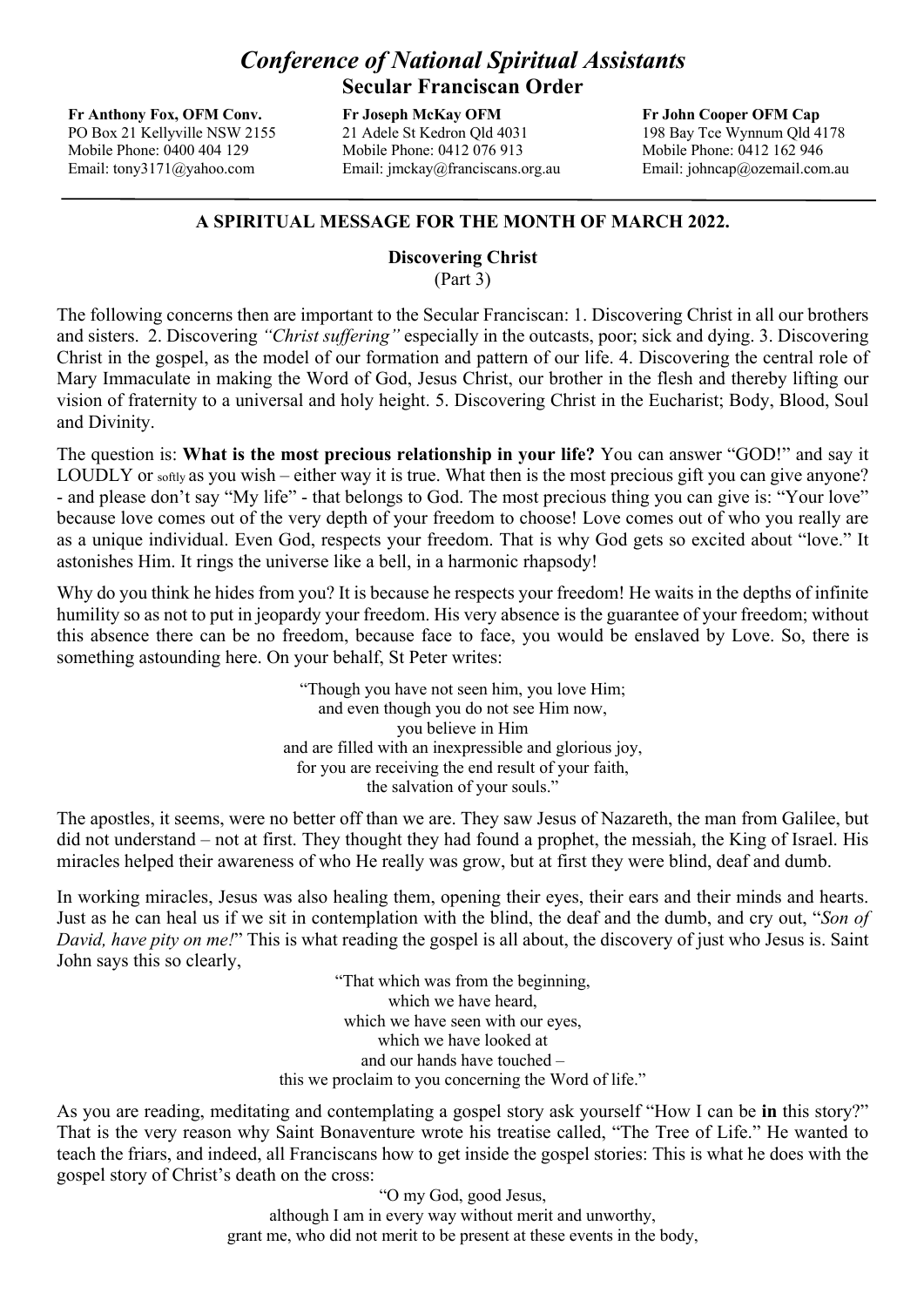# *Conference of National Spiritual Assistants*

## Secular Franciscan Order

**Fr Anthony Fox, OFM Conv.**
PO Box 21 Kellyville NSW 2155
Mobile Phone: 0400 404 129
Email: tony3171@yahoo.com

**Fr Joseph McKay OFM**
21 Adele St Kedron Qld 4031
Mobile Phone: 0412 076 913
Email: jmckay@franciscans.org.au

**Fr John Cooper OFM Cap**
198 Bay Tce Wynnum Qld 4178
Mobile Phone: 0412 162 946
Email: johncap@ozemail.com.au

---

### A SPIRITUAL MESSAGE FOR THE MONTH OF MARCH 2022.

**Discovering Christ**
(Part 3)

The following concerns then are important to the Secular Franciscan: 1. Discovering Christ in all our brothers and sisters. 2. Discovering *"Christ suffering"* especially in the outcasts, poor; sick and dying. 3. Discovering Christ in the gospel, as the model of our formation and pattern of our life. 4. Discovering the central role of Mary Immaculate in making the Word of God, Jesus Christ, our brother in the flesh and thereby lifting our vision of fraternity to a universal and holy height. 5. Discovering Christ in the Eucharist; Body, Blood, Soul and Divinity.

The question is: **What is the most precious relationship in your life?** You can answer "GOD!" and say it LOUDLY or softly as you wish – either way it is true. What then is the most precious gift you can give anyone? - and please don't say "My life" - that belongs to God. The most precious thing you can give is: "Your love" because love comes out of the very depth of your freedom to choose! Love comes out of who you really are as a unique individual. Even God, respects your freedom. That is why God gets so excited about "love." It astonishes Him. It rings the universe like a bell, in a harmonic rhapsody!

Why do you think he hides from you? It is because he respects your freedom! He waits in the depths of infinite humility so as not to put in jeopardy your freedom. His very absence is the guarantee of your freedom; without this absence there can be no freedom, because face to face, you would be enslaved by Love. So, there is something astounding here. On your behalf, St Peter writes:

> "Though you have not seen him, you love Him;
> and even though you do not see Him now,
> you believe in Him
> and are filled with an inexpressible and glorious joy,
> for you are receiving the end result of your faith,
> the salvation of your souls."

The apostles, it seems, were no better off than we are. They saw Jesus of Nazareth, the man from Galilee, but did not understand – not at first. They thought they had found a prophet, the messiah, the King of Israel. His miracles helped their awareness of who He really was grow, but at first they were blind, deaf and dumb.

In working miracles, Jesus was also healing them, opening their eyes, their ears and their minds and hearts. Just as he can heal us if we sit in contemplation with the blind, the deaf and the dumb, and cry out, "*Son of David, have pity on me!*" This is what reading the gospel is all about, the discovery of just who Jesus is. Saint John says this so clearly,

> "That which was from the beginning,
> which we have heard,
> which we have seen with our eyes,
> which we have looked at
> and our hands have touched –
> this we proclaim to you concerning the Word of life."

As you are reading, meditating and contemplating a gospel story ask yourself "How I can be **in** this story?" That is the very reason why Saint Bonaventure wrote his treatise called, "The Tree of Life." He wanted to teach the friars, and indeed, all Franciscans how to get inside the gospel stories: This is what he does with the gospel story of Christ's death on the cross:

> "O my God, good Jesus,
> although I am in every way without merit and unworthy,
> grant me, who did not merit to be present at these events in the body,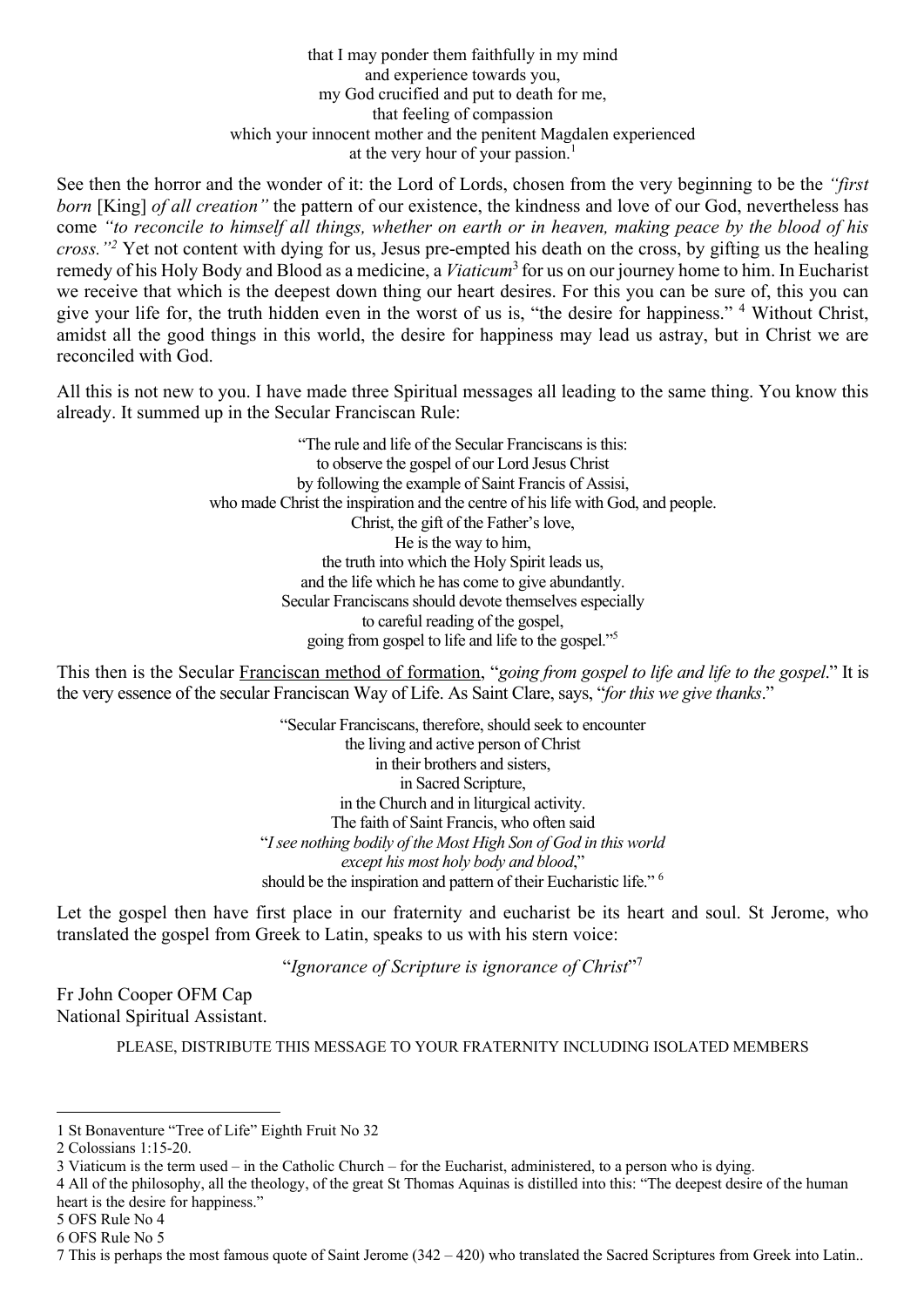that I may ponder them faithfully in my mind
and experience towards you,
my God crucified and put to death for me,
that feeling of compassion
which your innocent mother and the penitent Magdalen experienced
at the very hour of your passion.[1]

See then the horror and the wonder of it: the Lord of Lords, chosen from the very beginning to be the *"first born* [King] *of all creation"* the pattern of our existence, the kindness and love of our God, nevertheless has come *"to reconcile to himself all things, whether on earth or in heaven, making peace by the blood of his cross."*[2] Yet not content with dying for us, Jesus pre-empted his death on the cross, by gifting us the healing remedy of his Holy Body and Blood as a medicine, a *Viaticum*[3] for us on our journey home to him. In Eucharist we receive that which is the deepest down thing our heart desires. For this you can be sure of, this you can give your life for, the truth hidden even in the worst of us is, "the desire for happiness." [4] Without Christ, amidst all the good things in this world, the desire for happiness may lead us astray, but in Christ we are reconciled with God.

All this is not new to you. I have made three Spiritual messages all leading to the same thing. You know this already. It summed up in the Secular Franciscan Rule:

"The rule and life of the Secular Franciscans is this:
to observe the gospel of our Lord Jesus Christ
by following the example of Saint Francis of Assisi,
who made Christ the inspiration and the centre of his life with God, and people.
Christ, the gift of the Father's love,
He is the way to him,
the truth into which the Holy Spirit leads us,
and the life which he has come to give abundantly.
Secular Franciscans should devote themselves especially
to careful reading of the gospel,
going from gospel to life and life to the gospel."[5]

This then is the Secular <u>Franciscan method of formation</u>, "*going from gospel to life and life to the gospel*." It is the very essence of the secular Franciscan Way of Life. As Saint Clare, says, "*for this we give thanks*."

"Secular Franciscans, therefore, should seek to encounter
the living and active person of Christ
in their brothers and sisters,
in Sacred Scripture,
in the Church and in liturgical activity.
The faith of Saint Francis, who often said
"*I see nothing bodily of the Most High Son of God in this world
except his most holy body and blood*,"
should be the inspiration and pattern of their Eucharistic life." [6]

Let the gospel then have first place in our fraternity and eucharist be its heart and soul. St Jerome, who translated the gospel from Greek to Latin, speaks to us with his stern voice:

"*Ignorance of Scripture is ignorance of Christ*"[7]

Fr John Cooper OFM Cap
National Spiritual Assistant.

PLEASE, DISTRIBUTE THIS MESSAGE TO YOUR FRATERNITY INCLUDING ISOLATED MEMBERS

---

1 St Bonaventure "Tree of Life" Eighth Fruit No 32
2 Colossians 1:15-20.
3 Viaticum is the term used – in the Catholic Church – for the Eucharist, administered, to a person who is dying.
4 All of the philosophy, all the theology, of the great St Thomas Aquinas is distilled into this: "The deepest desire of the human heart is the desire for happiness."
5 OFS Rule No 4
6 OFS Rule No 5
7 This is perhaps the most famous quote of Saint Jerome (342 – 420) who translated the Sacred Scriptures from Greek into Latin..